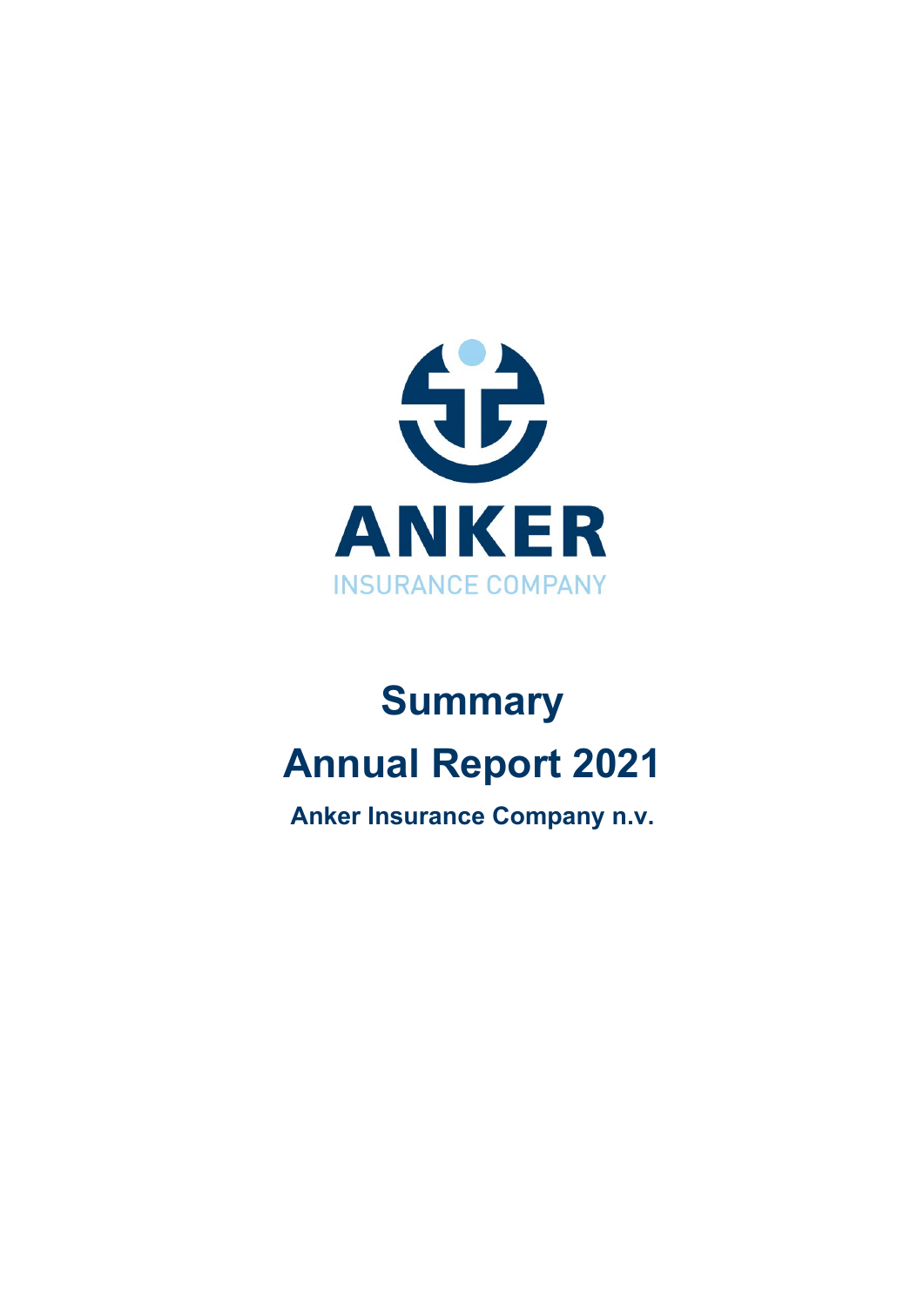ANKER

INSURANCE COMPANY

# Summary

# Annual Report 2021

**Anker Insurance Company n.v.**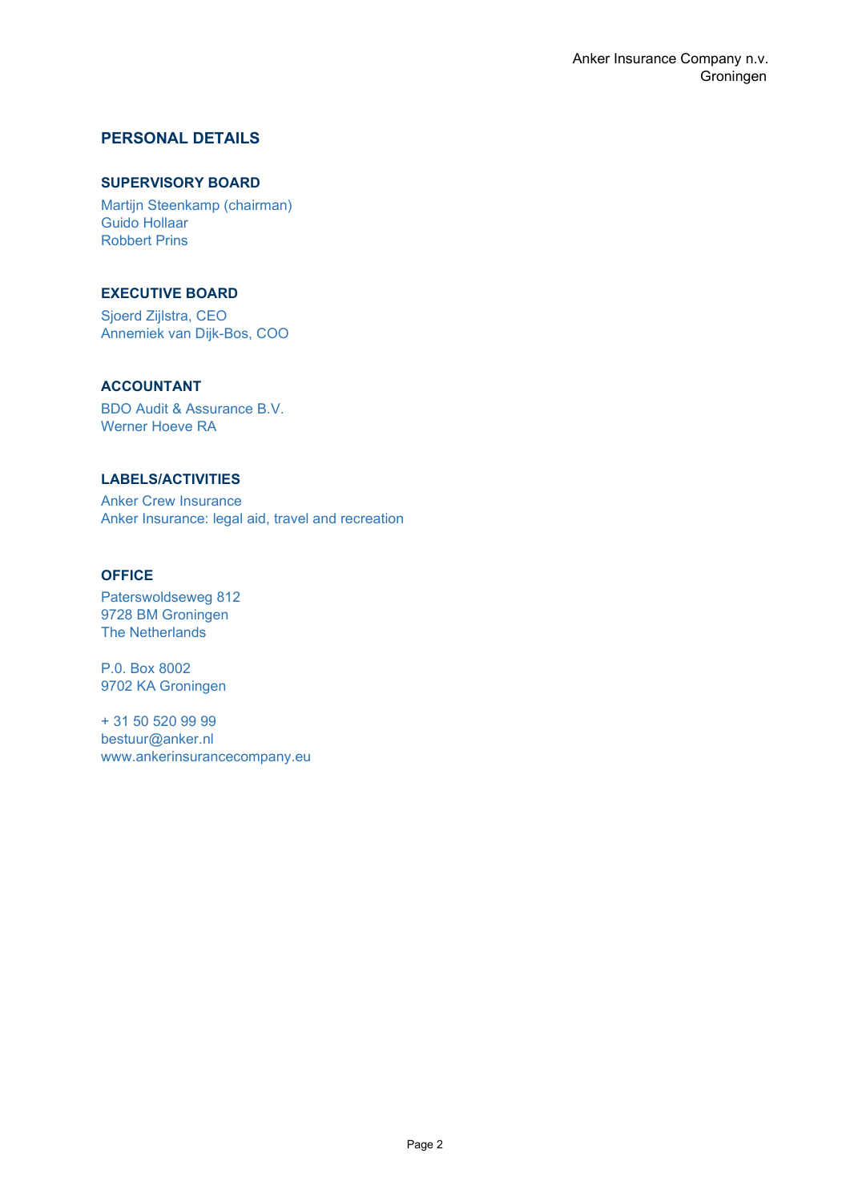## PERSONAL DETAILS

### SUPERVISORY BOARD

Martijn Steenkamp (chairman)
Guido Hollaar
Robbert Prins

### EXECUTIVE BOARD

Sjoerd Zijlstra, CEO
Annemiek van Dijk-Bos, COO

### ACCOUNTANT

BDO Audit & Assurance B.V.
Werner Hoeve RA

### LABELS/ACTIVITIES

Anker Crew Insurance
Anker Insurance: legal aid, travel and recreation

### OFFICE

Paterswoldseweg 812
9728 BM Groningen
The Netherlands

P.0. Box 8002
9702 KA Groningen

+ 31 50 520 99 99
bestuur@anker.nl
www.ankerinsurancecompany.eu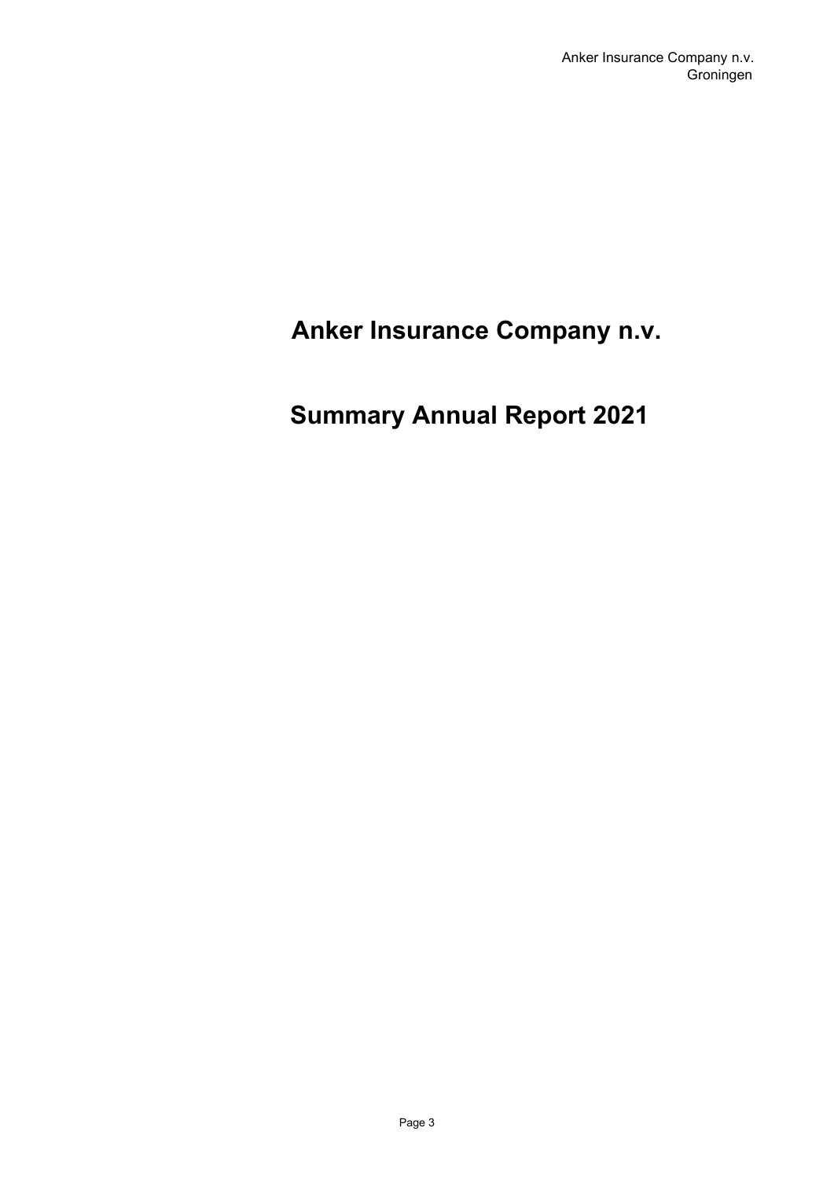# Anker Insurance Company n.v.

## Summary Annual Report 2021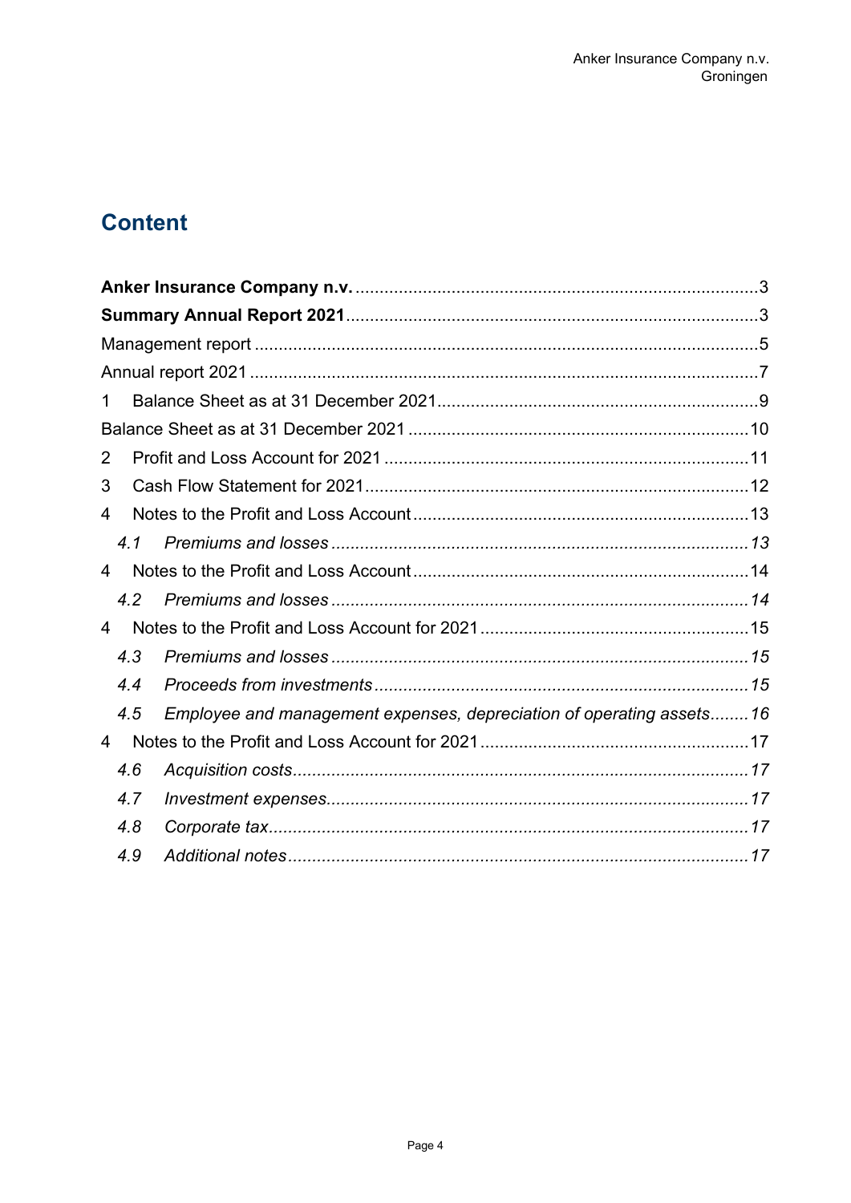# Content

**Anker Insurance Company n.v.** ....................................................................................3

**Summary Annual Report 2021**.....................................................................................3

Management report ..........................................................................................................5

Annual report 2021 ...........................................................................................................7

1 Balance Sheet as at 31 December 2021.....................................................................9

Balance Sheet as at 31 December 2021 .........................................................................10

2 Profit and Loss Account for 2021 ..............................................................................11

3 Cash Flow Statement for 2021...................................................................................12

4 Notes to the Profit and Loss Account ........................................................................13

*4.1 Premiums and losses ........................................................................................13*

4 Notes to the Profit and Loss Account ........................................................................14

*4.2 Premiums and losses ........................................................................................14*

4 Notes to the Profit and Loss Account for 2021 ..........................................................15

*4.3 Premiums and losses ........................................................................................15*

*4.4 Proceeds from investments ...............................................................................15*

*4.5 Employee and management expenses, depreciation of operating assets........16*

4 Notes to the Profit and Loss Account for 2021 ..........................................................17

*4.6 Acquisition costs................................................................................................17*

*4.7 Investment expenses.........................................................................................17*

*4.8 Corporate tax.....................................................................................................17*

*4.9 Additional notes .................................................................................................17*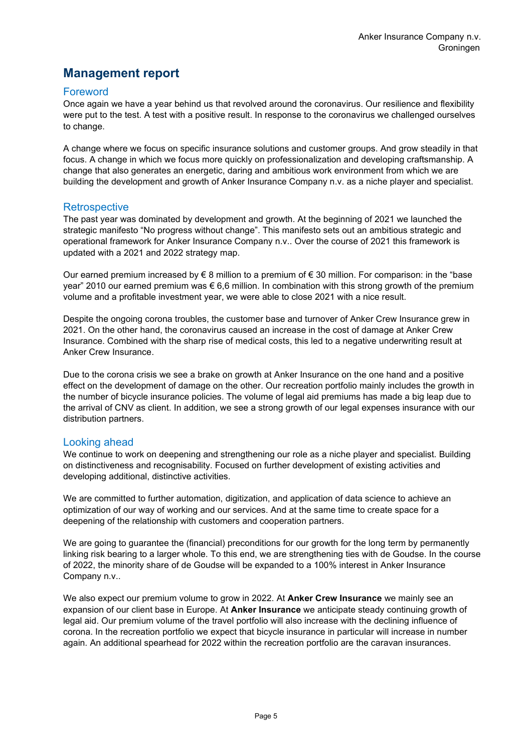# Management report

## Foreword

Once again we have a year behind us that revolved around the coronavirus. Our resilience and flexibility were put to the test. A test with a positive result. In response to the coronavirus we challenged ourselves to change.

A change where we focus on specific insurance solutions and customer groups. And grow steadily in that focus. A change in which we focus more quickly on professionalization and developing craftsmanship. A change that also generates an energetic, daring and ambitious work environment from which we are building the development and growth of Anker Insurance Company n.v. as a niche player and specialist.

## Retrospective

The past year was dominated by development and growth. At the beginning of 2021 we launched the strategic manifesto “No progress without change”. This manifesto sets out an ambitious strategic and operational framework for Anker Insurance Company n.v.. Over the course of 2021 this framework is updated with a 2021 and 2022 strategy map.

Our earned premium increased by € 8 million to a premium of € 30 million. For comparison: in the “base year” 2010 our earned premium was € 6,6 million. In combination with this strong growth of the premium volume and a profitable investment year, we were able to close 2021 with a nice result.

Despite the ongoing corona troubles, the customer base and turnover of Anker Crew Insurance grew in 2021. On the other hand, the coronavirus caused an increase in the cost of damage at Anker Crew Insurance. Combined with the sharp rise of medical costs, this led to a negative underwriting result at Anker Crew Insurance.

Due to the corona crisis we see a brake on growth at Anker Insurance on the one hand and a positive effect on the development of damage on the other. Our recreation portfolio mainly includes the growth in the number of bicycle insurance policies. The volume of legal aid premiums has made a big leap due to the arrival of CNV as client. In addition, we see a strong growth of our legal expenses insurance with our distribution partners.

## Looking ahead

We continue to work on deepening and strengthening our role as a niche player and specialist. Building on distinctiveness and recognisability. Focused on further development of existing activities and developing additional, distinctive activities.

We are committed to further automation, digitization, and application of data science to achieve an optimization of our way of working and our services. And at the same time to create space for a deepening of the relationship with customers and cooperation partners.

We are going to guarantee the (financial) preconditions for our growth for the long term by permanently linking risk bearing to a larger whole. To this end, we are strengthening ties with de Goudse. In the course of 2022, the minority share of de Goudse will be expanded to a 100% interest in Anker Insurance Company n.v..

We also expect our premium volume to grow in 2022. At **Anker Crew Insurance** we mainly see an expansion of our client base in Europe. At **Anker Insurance** we anticipate steady continuing growth of legal aid. Our premium volume of the travel portfolio will also increase with the declining influence of corona. In the recreation portfolio we expect that bicycle insurance in particular will increase in number again. An additional spearhead for 2022 within the recreation portfolio are the caravan insurances.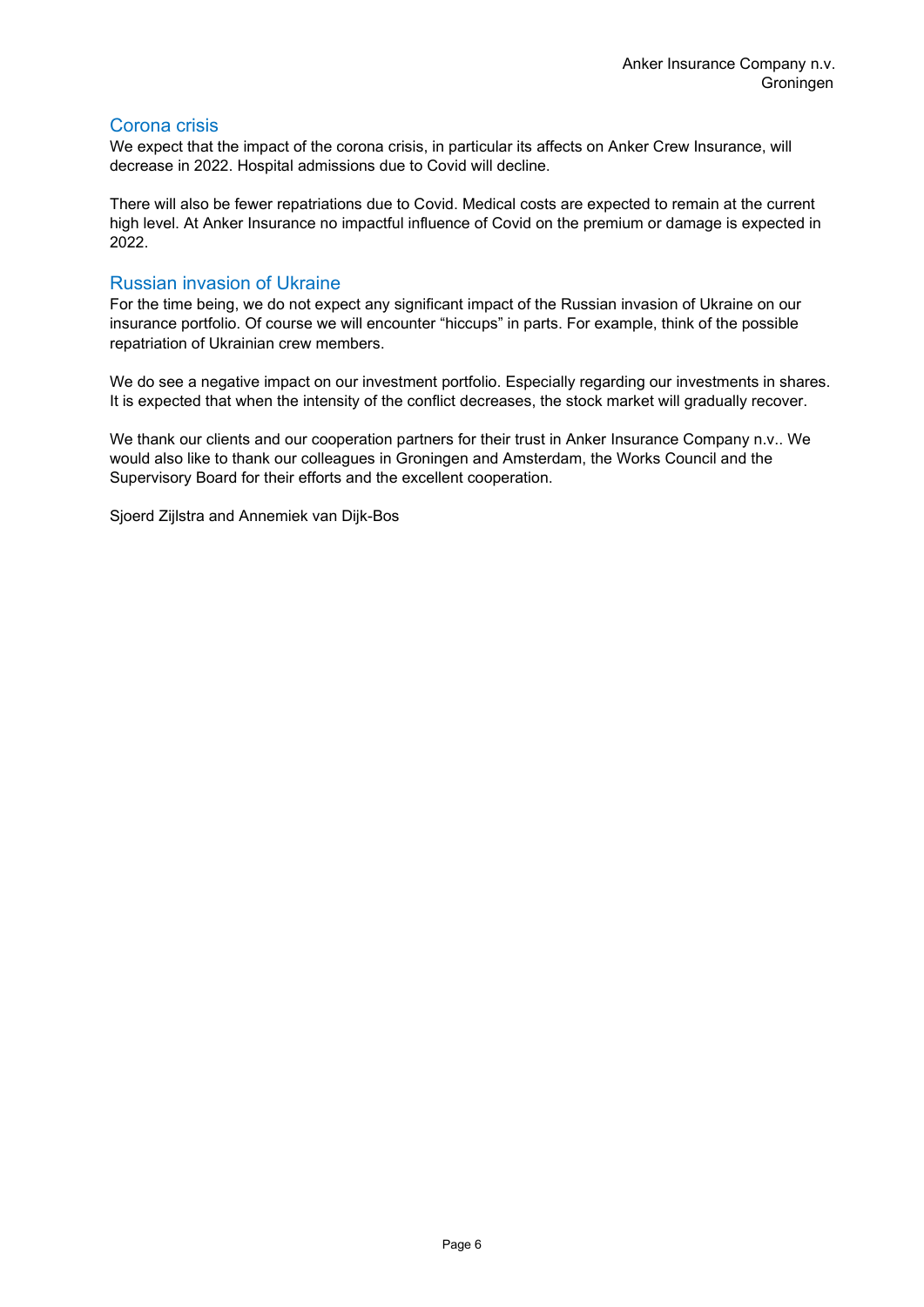## Corona crisis

We expect that the impact of the corona crisis, in particular its affects on Anker Crew Insurance, will decrease in 2022. Hospital admissions due to Covid will decline.

There will also be fewer repatriations due to Covid. Medical costs are expected to remain at the current high level. At Anker Insurance no impactful influence of Covid on the premium or damage is expected in 2022.

## Russian invasion of Ukraine

For the time being, we do not expect any significant impact of the Russian invasion of Ukraine on our insurance portfolio. Of course we will encounter "hiccups" in parts. For example, think of the possible repatriation of Ukrainian crew members.

We do see a negative impact on our investment portfolio. Especially regarding our investments in shares. It is expected that when the intensity of the conflict decreases, the stock market will gradually recover.

We thank our clients and our cooperation partners for their trust in Anker Insurance Company n.v.. We would also like to thank our colleagues in Groningen and Amsterdam, the Works Council and the Supervisory Board for their efforts and the excellent cooperation.

Sjoerd Zijlstra and Annemiek van Dijk-Bos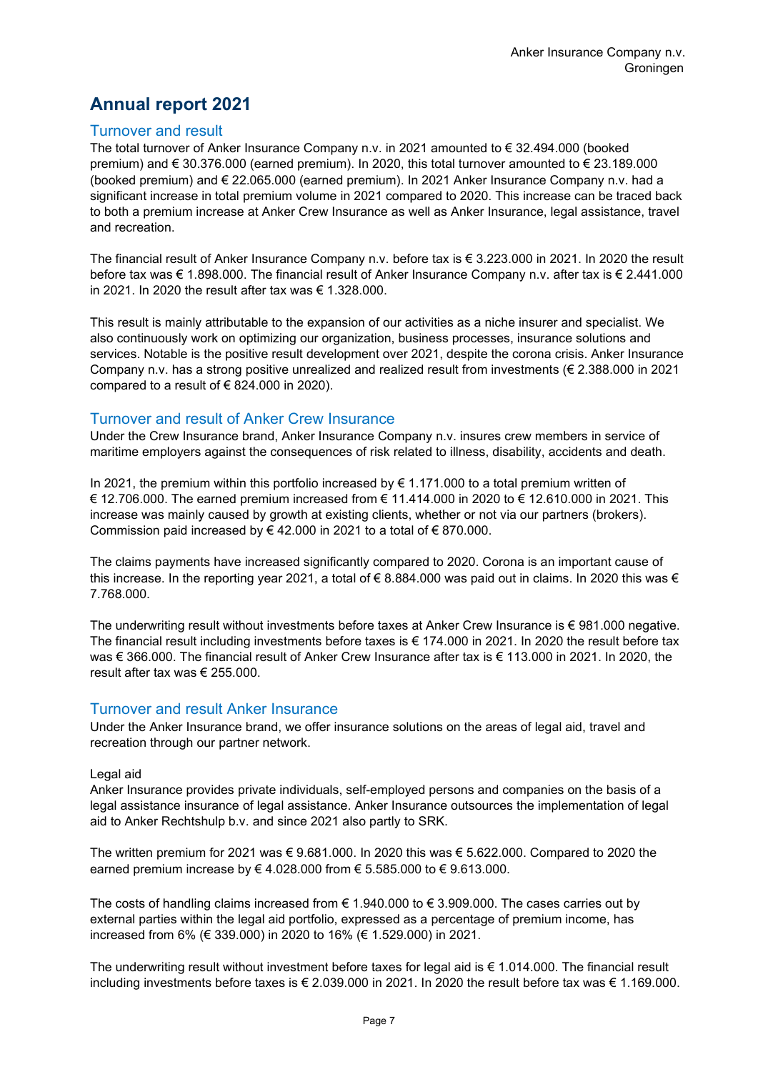# Annual report 2021

## Turnover and result

The total turnover of Anker Insurance Company n.v. in 2021 amounted to € 32.494.000 (booked premium) and € 30.376.000 (earned premium). In 2020, this total turnover amounted to € 23.189.000 (booked premium) and € 22.065.000 (earned premium). In 2021 Anker Insurance Company n.v. had a significant increase in total premium volume in 2021 compared to 2020. This increase can be traced back to both a premium increase at Anker Crew Insurance as well as Anker Insurance, legal assistance, travel and recreation.

The financial result of Anker Insurance Company n.v. before tax is € 3.223.000 in 2021. In 2020 the result before tax was € 1.898.000. The financial result of Anker Insurance Company n.v. after tax is € 2.441.000 in 2021. In 2020 the result after tax was € 1.328.000.

This result is mainly attributable to the expansion of our activities as a niche insurer and specialist. We also continuously work on optimizing our organization, business processes, insurance solutions and services. Notable is the positive result development over 2021, despite the corona crisis. Anker Insurance Company n.v. has a strong positive unrealized and realized result from investments (€ 2.388.000 in 2021 compared to a result of € 824.000 in 2020).

## Turnover and result of Anker Crew Insurance

Under the Crew Insurance brand, Anker Insurance Company n.v. insures crew members in service of maritime employers against the consequences of risk related to illness, disability, accidents and death.

In 2021, the premium within this portfolio increased by € 1.171.000 to a total premium written of € 12.706.000. The earned premium increased from € 11.414.000 in 2020 to € 12.610.000 in 2021. This increase was mainly caused by growth at existing clients, whether or not via our partners (brokers). Commission paid increased by € 42.000 in 2021 to a total of € 870.000.

The claims payments have increased significantly compared to 2020. Corona is an important cause of this increase. In the reporting year 2021, a total of € 8.884.000 was paid out in claims. In 2020 this was € 7.768.000.

The underwriting result without investments before taxes at Anker Crew Insurance is € 981.000 negative. The financial result including investments before taxes is € 174.000 in 2021. In 2020 the result before tax was € 366.000. The financial result of Anker Crew Insurance after tax is € 113.000 in 2021. In 2020, the result after tax was € 255.000.

## Turnover and result Anker Insurance

Under the Anker Insurance brand, we offer insurance solutions on the areas of legal aid, travel and recreation through our partner network.

Legal aid

Anker Insurance provides private individuals, self-employed persons and companies on the basis of a legal assistance insurance of legal assistance. Anker Insurance outsources the implementation of legal aid to Anker Rechtshulp b.v. and since 2021 also partly to SRK.

The written premium for 2021 was € 9.681.000. In 2020 this was € 5.622.000. Compared to 2020 the earned premium increase by € 4.028.000 from € 5.585.000 to € 9.613.000.

The costs of handling claims increased from € 1.940.000 to € 3.909.000. The cases carries out by external parties within the legal aid portfolio, expressed as a percentage of premium income, has increased from 6% (€ 339.000) in 2020 to 16% (€ 1.529.000) in 2021.

The underwriting result without investment before taxes for legal aid is € 1.014.000. The financial result including investments before taxes is € 2.039.000 in 2021. In 2020 the result before tax was € 1.169.000.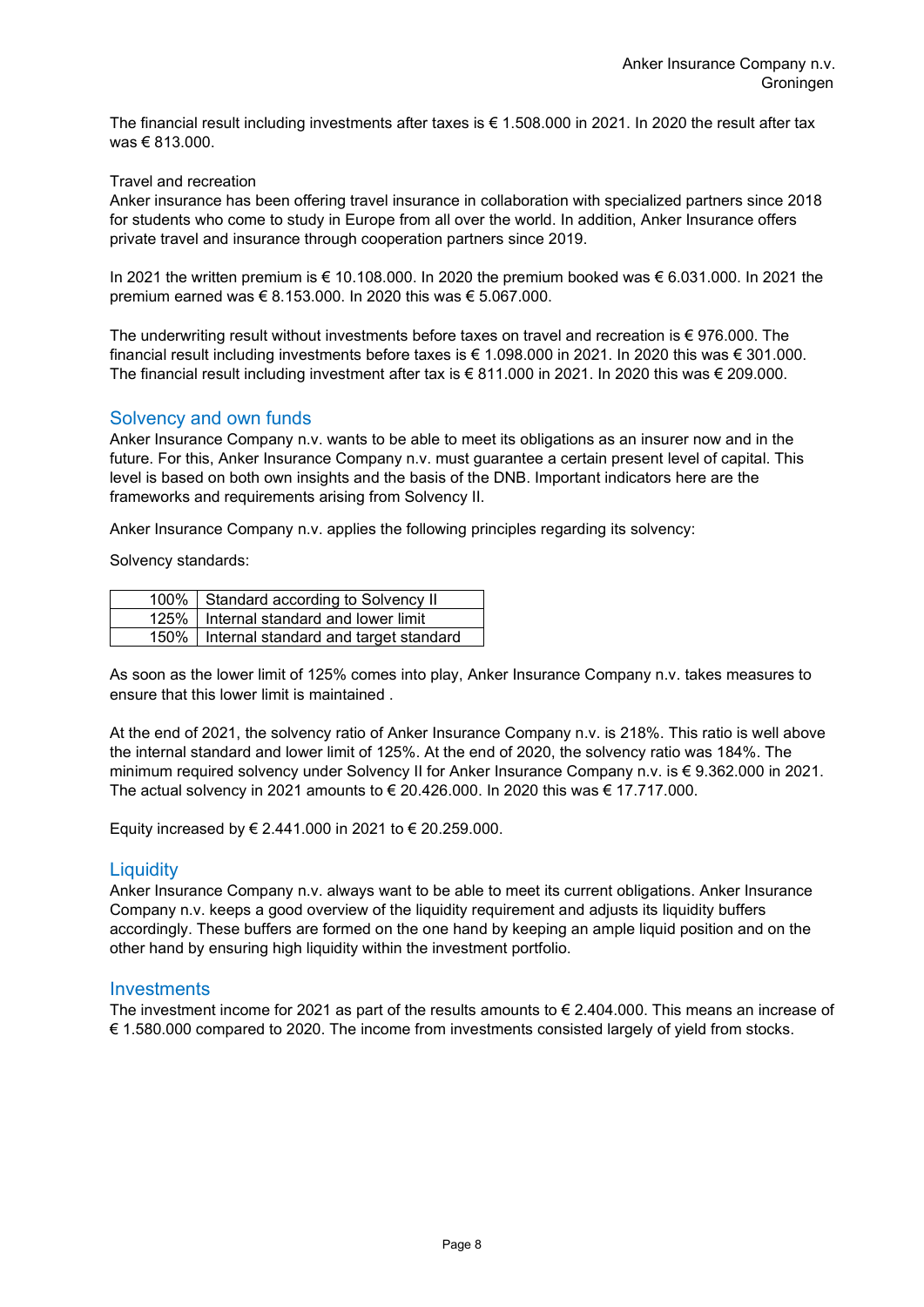The financial result including investments after taxes is € 1.508.000 in 2021. In 2020 the result after tax was € 813.000.

Travel and recreation

Anker insurance has been offering travel insurance in collaboration with specialized partners since 2018 for students who come to study in Europe from all over the world. In addition, Anker Insurance offers private travel and insurance through cooperation partners since 2019.

In 2021 the written premium is € 10.108.000. In 2020 the premium booked was € 6.031.000. In 2021 the premium earned was € 8.153.000. In 2020 this was € 5.067.000.

The underwriting result without investments before taxes on travel and recreation is € 976.000. The financial result including investments before taxes is € 1.098.000 in 2021. In 2020 this was € 301.000. The financial result including investment after tax is € 811.000 in 2021. In 2020 this was € 209.000.

## Solvency and own funds

Anker Insurance Company n.v. wants to be able to meet its obligations as an insurer now and in the future. For this, Anker Insurance Company n.v. must guarantee a certain present level of capital. This level is based on both own insights and the basis of the DNB. Important indicators here are the frameworks and requirements arising from Solvency II.

Anker Insurance Company n.v. applies the following principles regarding its solvency:

Solvency standards:

| | |
|---|---|
| 100% | Standard according to Solvency II |
| 125% | Internal standard and lower limit |
| 150% | Internal standard and target standard |

As soon as the lower limit of 125% comes into play, Anker Insurance Company n.v. takes measures to ensure that this lower limit is maintained .

At the end of 2021, the solvency ratio of Anker Insurance Company n.v. is 218%. This ratio is well above the internal standard and lower limit of 125%. At the end of 2020, the solvency ratio was 184%. The minimum required solvency under Solvency II for Anker Insurance Company n.v. is € 9.362.000 in 2021. The actual solvency in 2021 amounts to € 20.426.000. In 2020 this was € 17.717.000.

Equity increased by € 2.441.000 in 2021 to € 20.259.000.

## Liquidity

Anker Insurance Company n.v. always want to be able to meet its current obligations. Anker Insurance Company n.v. keeps a good overview of the liquidity requirement and adjusts its liquidity buffers accordingly. These buffers are formed on the one hand by keeping an ample liquid position and on the other hand by ensuring high liquidity within the investment portfolio.

## Investments

The investment income for 2021 as part of the results amounts to € 2.404.000. This means an increase of € 1.580.000 compared to 2020. The income from investments consisted largely of yield from stocks.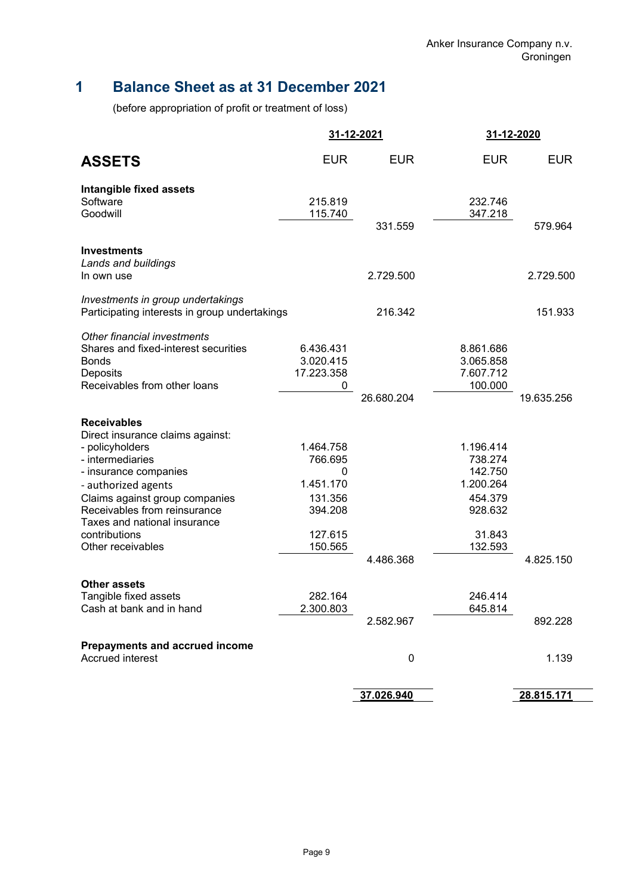Anker Insurance Company n.v.
Groningen

# 1 Balance Sheet as at 31 December 2021

(before appropriation of profit or treatment of loss)

| | 31-12-2021 | | 31-12-2020 | |
|---|---|---|---|---|
| **ASSETS** | EUR | EUR | EUR | EUR |
| **Intangible fixed assets** | | | | |
| Software | 215.819 | | 232.746 | |
| Goodwill | 115.740 | | 347.218 | |
| | | 331.559 | | 579.964 |
| **Investments** | | | | |
| *Lands and buildings* | | | | |
| In own use | | 2.729.500 | | 2.729.500 |
| *Investments in group undertakings* | | | | |
| Participating interests in group undertakings | | 216.342 | | 151.933 |
| *Other financial investments* | | | | |
| Shares and fixed-interest securities | 6.436.431 | | 8.861.686 | |
| Bonds | 3.020.415 | | 3.065.858 | |
| Deposits | 17.223.358 | | 7.607.712 | |
| Receivables from other loans | 0 | | 100.000 | |
| | | 26.680.204 | | 19.635.256 |
| **Receivables** | | | | |
| Direct insurance claims against: | | | | |
| - policyholders | 1.464.758 | | 1.196.414 | |
| - intermediaries | 766.695 | | 738.274 | |
| - insurance companies | 0 | | 142.750 | |
| - authorized agents | 1.451.170 | | 1.200.264 | |
| Claims against group companies | 131.356 | | 454.379 | |
| Receivables from reinsurance | 394.208 | | 928.632 | |
| Taxes and national insurance contributions | 127.615 | | 31.843 | |
| Other receivables | 150.565 | | 132.593 | |
| | | 4.486.368 | | 4.825.150 |
| **Other assets** | | | | |
| Tangible fixed assets | 282.164 | | 246.414 | |
| Cash at bank and in hand | 2.300.803 | | 645.814 | |
| | | 2.582.967 | | 892.228 |
| **Prepayments and accrued income** | | | | |
| Accrued interest | | 0 | | 1.139 |
| | | **37.026.940** | | **28.815.171** |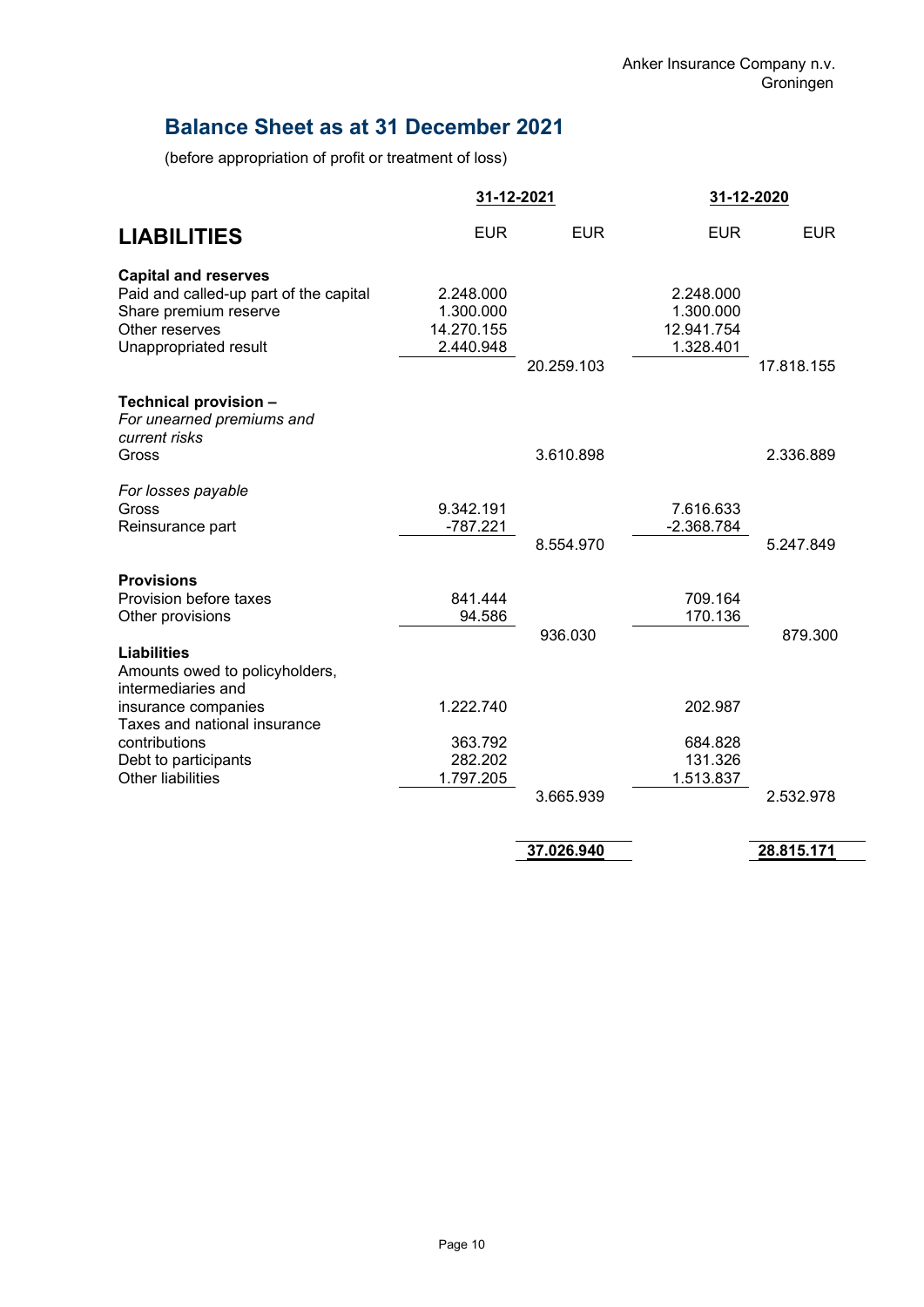Anker Insurance Company n.v.
Groningen

## Balance Sheet as at 31 December 2021

(before appropriation of profit or treatment of loss)

| | 31-12-2021 | | 31-12-2020 | |
|---|---|---|---|---|
| **LIABILITIES** | EUR | EUR | EUR | EUR |
| **Capital and reserves** | | | | |
| Paid and called-up part of the capital | 2.248.000 | | 2.248.000 | |
| Share premium reserve | 1.300.000 | | 1.300.000 | |
| Other reserves | 14.270.155 | | 12.941.754 | |
| Unappropriated result | 2.440.948 | | 1.328.401 | |
| | | 20.259.103 | | 17.818.155 |
| **Technical provision –** | | | | |
| *For unearned premiums and current risks* | | | | |
| Gross | | 3.610.898 | | 2.336.889 |
| *For losses payable* | | | | |
| Gross | 9.342.191 | | 7.616.633 | |
| Reinsurance part | -787.221 | | -2.368.784 | |
| | | 8.554.970 | | 5.247.849 |
| **Provisions** | | | | |
| Provision before taxes | 841.444 | | 709.164 | |
| Other provisions | 94.586 | | 170.136 | |
| | | 936.030 | | 879.300 |
| **Liabilities** | | | | |
| Amounts owed to policyholders, intermediaries and insurance companies | 1.222.740 | | 202.987 | |
| Taxes and national insurance contributions | 363.792 | | 684.828 | |
| Debt to participants | 282.202 | | 131.326 | |
| Other liabilities | 1.797.205 | | 1.513.837 | |
| | | 3.665.939 | | 2.532.978 |
| | | **37.026.940** | | **28.815.171** |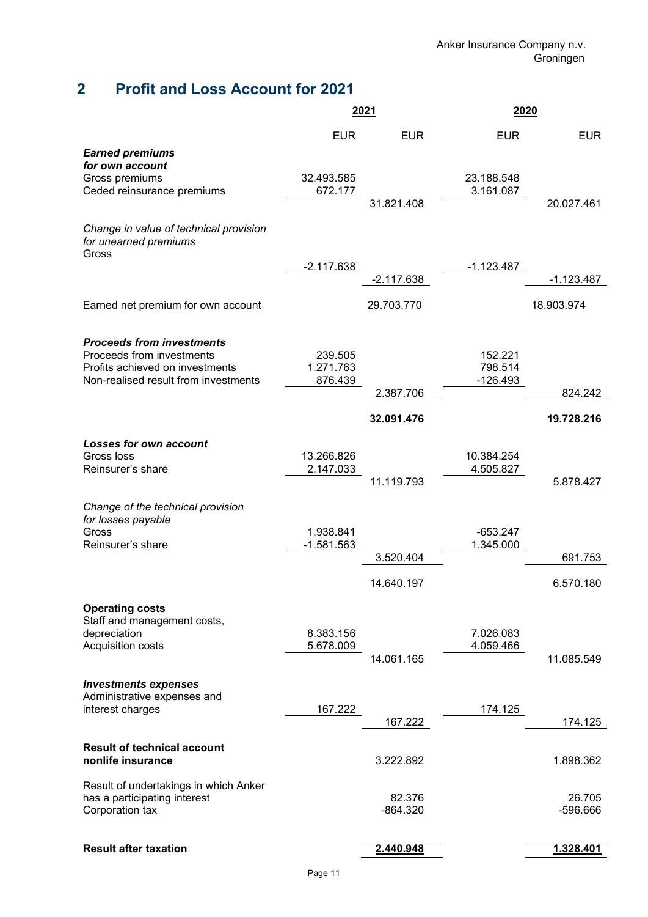# 2 Profit and Loss Account for 2021

| | 2021 | | 2020 | |
|---|---|---|---|---|
| | EUR | EUR | EUR | EUR |
| ***Earned premiums for own account*** | | | | |
| Gross premiums | 32.493.585 | | 23.188.548 | |
| Ceded reinsurance premiums | 672.177 | | 3.161.087 | |
| | | 31.821.408 | | 20.027.461 |
| *Change in value of technical provision for unearned premiums* | | | | |
| Gross | -2.117.638 | | -1.123.487 | |
| | | -2.117.638 | | -1.123.487 |
| Earned net premium for own account | | 29.703.770 | | 18.903.974 |
| ***Proceeds from investments*** | | | | |
| Proceeds from investments | 239.505 | | 152.221 | |
| Profits achieved on investments | 1.271.763 | | 798.514 | |
| Non-realised result from investments | 876.439 | | -126.493 | |
| | | 2.387.706 | | 824.242 |
| | | **32.091.476** | | **19.728.216** |
| ***Losses for own account*** | | | | |
| Gross loss | 13.266.826 | | 10.384.254 | |
| Reinsurer's share | 2.147.033 | | 4.505.827 | |
| | | 11.119.793 | | 5.878.427 |
| *Change of the technical provision for losses payable* | | | | |
| Gross | 1.938.841 | | -653.247 | |
| Reinsurer's share | -1.581.563 | | 1.345.000 | |
| | | 3.520.404 | | 691.753 |
| | | 14.640.197 | | 6.570.180 |
| **Operating costs** | | | | |
| Staff and management costs, depreciation | 8.383.156 | | 7.026.083 | |
| Acquisition costs | 5.678.009 | | 4.059.466 | |
| | | 14.061.165 | | 11.085.549 |
| ***Investments expenses*** | | | | |
| Administrative expenses and interest charges | 167.222 | | 174.125 | |
| | | 167.222 | | 174.125 |
| **Result of technical account nonlife insurance** | | 3.222.892 | | 1.898.362 |
| Result of undertakings in which Anker has a participating interest | | 82.376 | | 26.705 |
| Corporation tax | | -864.320 | | -596.666 |
| **Result after taxation** | | **2.440.948** | | **1.328.401** |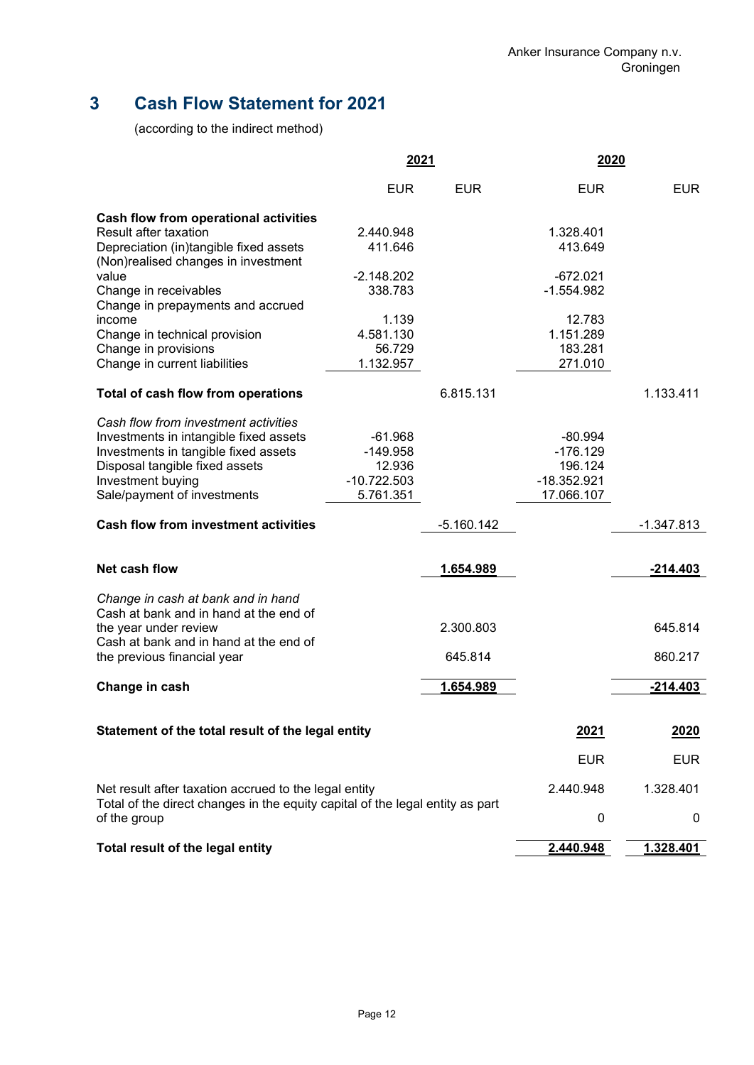# 3 Cash Flow Statement for 2021

(according to the indirect method)

| | 2021 | | 2020 | |
|---|---|---|---|---|
| | EUR | EUR | EUR | EUR |
| **Cash flow from operational activities** | | | | |
| Result after taxation | 2.440.948 | | 1.328.401 | |
| Depreciation (in)tangible fixed assets | 411.646 | | 413.649 | |
| (Non)realised changes in investment value | -2.148.202 | | -672.021 | |
| Change in receivables | 338.783 | | -1.554.982 | |
| Change in prepayments and accrued income | 1.139 | | 12.783 | |
| Change in technical provision | 4.581.130 | | 1.151.289 | |
| Change in provisions | 56.729 | | 183.281 | |
| Change in current liabilities | 1.132.957 | | 271.010 | |
| **Total of cash flow from operations** | | 6.815.131 | | 1.133.411 |
| *Cash flow from investment activities* | | | | |
| Investments in intangible fixed assets | -61.968 | | -80.994 | |
| Investments in tangible fixed assets | -149.958 | | -176.129 | |
| Disposal tangible fixed assets | 12.936 | | 196.124 | |
| Investment buying | -10.722.503 | | -18.352.921 | |
| Sale/payment of investments | 5.761.351 | | 17.066.107 | |
| **Cash flow from investment activities** | | -5.160.142 | | -1.347.813 |
| **Net cash flow** | | **1.654.989** | | **-214.403** |
| *Change in cash at bank and in hand* | | | | |
| Cash at bank and in hand at the end of the year under review | | 2.300.803 | | 645.814 |
| Cash at bank and in hand at the end of the previous financial year | | 645.814 | | 860.217 |
| **Change in cash** | | **1.654.989** | | **-214.403** |

| **Statement of the total result of the legal entity** | 2021 | 2020 |
|---|---|---|
| | EUR | EUR |
| Net result after taxation accrued to the legal entity | 2.440.948 | 1.328.401 |
| Total of the direct changes in the equity capital of the legal entity as part of the group | 0 | 0 |
| **Total result of the legal entity** | **2.440.948** | **1.328.401** |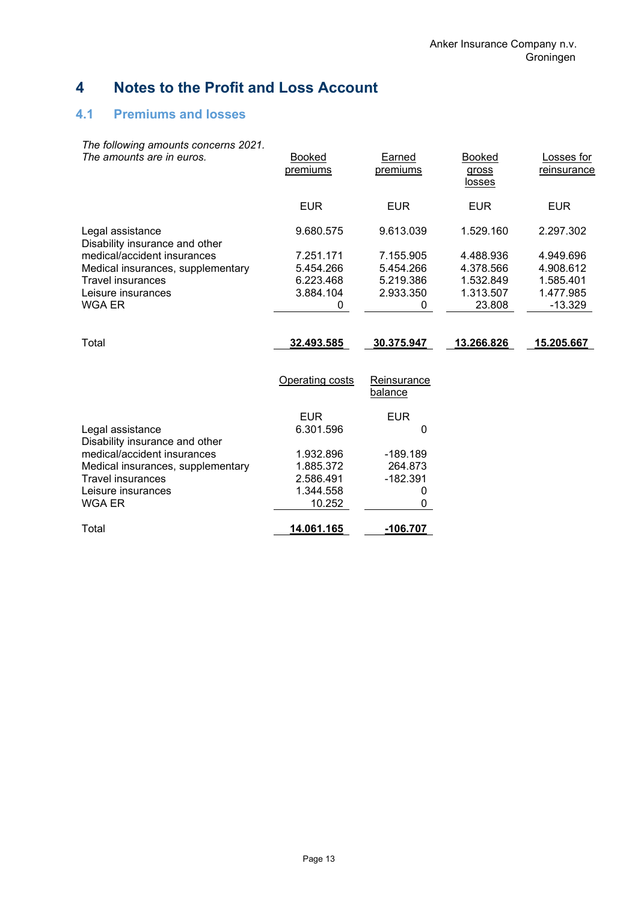# 4 Notes to the Profit and Loss Account

## 4.1 Premiums and losses

*The following amounts concerns 2021.*
*The amounts are in euros.*

| | Booked premiums | Earned premiums | Booked gross losses | Losses for reinsurance |
|---|---|---|---|---|
| | EUR | EUR | EUR | EUR |
| Legal assistance | 9.680.575 | 9.613.039 | 1.529.160 | 2.297.302 |
| Disability insurance and other medical/accident insurances | 7.251.171 | 7.155.905 | 4.488.936 | 4.949.696 |
| Medical insurances, supplementary | 5.454.266 | 5.454.266 | 4.378.566 | 4.908.612 |
| Travel insurances | 6.223.468 | 5.219.386 | 1.532.849 | 1.585.401 |
| Leisure insurances | 3.884.104 | 2.933.350 | 1.313.507 | 1.477.985 |
| WGA ER | 0 | 0 | 23.808 | -13.329 |
| Total | **32.493.585** | **30.375.947** | **13.266.826** | **15.205.667** |

| | Operating costs | Reinsurance balance |
|---|---|---|
| | EUR | EUR |
| Legal assistance | 6.301.596 | 0 |
| Disability insurance and other medical/accident insurances | 1.932.896 | -189.189 |
| Medical insurances, supplementary | 1.885.372 | 264.873 |
| Travel insurances | 2.586.491 | -182.391 |
| Leisure insurances | 1.344.558 | 0 |
| WGA ER | 10.252 | 0 |
| Total | **14.061.165** | **-106.707** |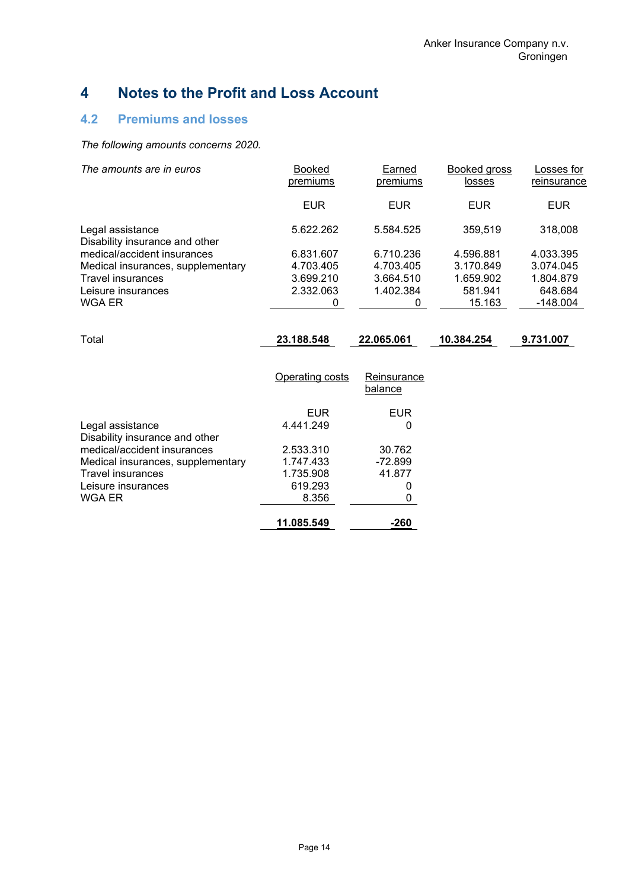# 4 Notes to the Profit and Loss Account

## 4.2 Premiums and losses

*The following amounts concerns 2020.*

| *The amounts are in euros* | Booked premiums | Earned premiums | Booked gross losses | Losses for reinsurance |
|---|---|---|---|---|
| | EUR | EUR | EUR | EUR |
| Legal assistance | 5.622.262 | 5.584.525 | 359,519 | 318,008 |
| Disability insurance and other medical/accident insurances | 6.831.607 | 6.710.236 | 4.596.881 | 4.033.395 |
| Medical insurances, supplementary | 4.703.405 | 4.703.405 | 3.170.849 | 3.074.045 |
| Travel insurances | 3.699.210 | 3.664.510 | 1.659.902 | 1.804.879 |
| Leisure insurances | 2.332.063 | 1.402.384 | 581.941 | 648.684 |
| WGA ER | 0 | 0 | 15.163 | -148.004 |
| Total | **23.188.548** | **22.065.061** | **10.384.254** | **9.731.007** |

| | Operating costs | Reinsurance balance |
|---|---|---|
| | EUR | EUR |
| Legal assistance | 4.441.249 | 0 |
| Disability insurance and other medical/accident insurances | 2.533.310 | 30.762 |
| Medical insurances, supplementary | 1.747.433 | -72.899 |
| Travel insurances | 1.735.908 | 41.877 |
| Leisure insurances | 619.293 | 0 |
| WGA ER | 8.356 | 0 |
| | **11.085.549** | **-260** |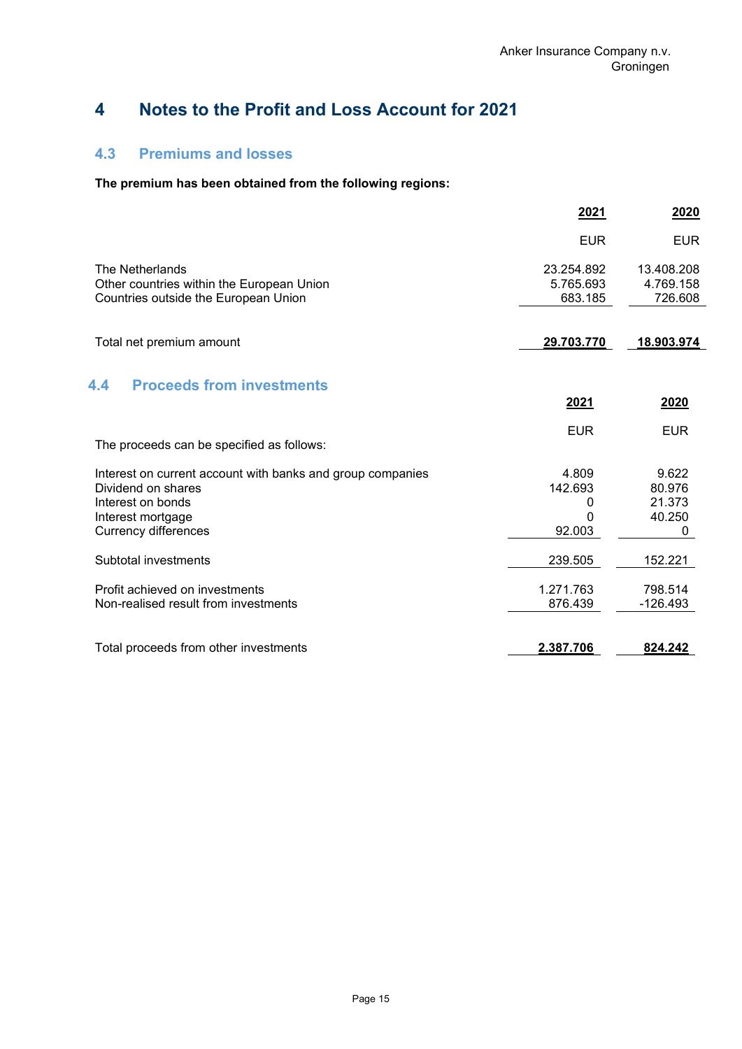# 4 Notes to the Profit and Loss Account for 2021

## 4.3 Premiums and losses

**The premium has been obtained from the following regions:**

| | 2021 | 2020 |
|---|---|---|
| | EUR | EUR |
| The Netherlands | 23.254.892 | 13.408.208 |
| Other countries within the European Union | 5.765.693 | 4.769.158 |
| Countries outside the European Union | 683.185 | 726.608 |
| Total net premium amount | **29.703.770** | **18.903.974** |

## 4.4 Proceeds from investments

The proceeds can be specified as follows:

| | 2021 | 2020 |
|---|---|---|
| | EUR | EUR |
| Interest on current account with banks and group companies | 4.809 | 9.622 |
| Dividend on shares | 142.693 | 80.976 |
| Interest on bonds | 0 | 21.373 |
| Interest mortgage | 0 | 40.250 |
| Currency differences | 92.003 | 0 |
| Subtotal investments | 239.505 | 152.221 |
| Profit achieved on investments | 1.271.763 | 798.514 |
| Non-realised result from investments | 876.439 | -126.493 |
| Total proceeds from other investments | **2.387.706** | **824.242** |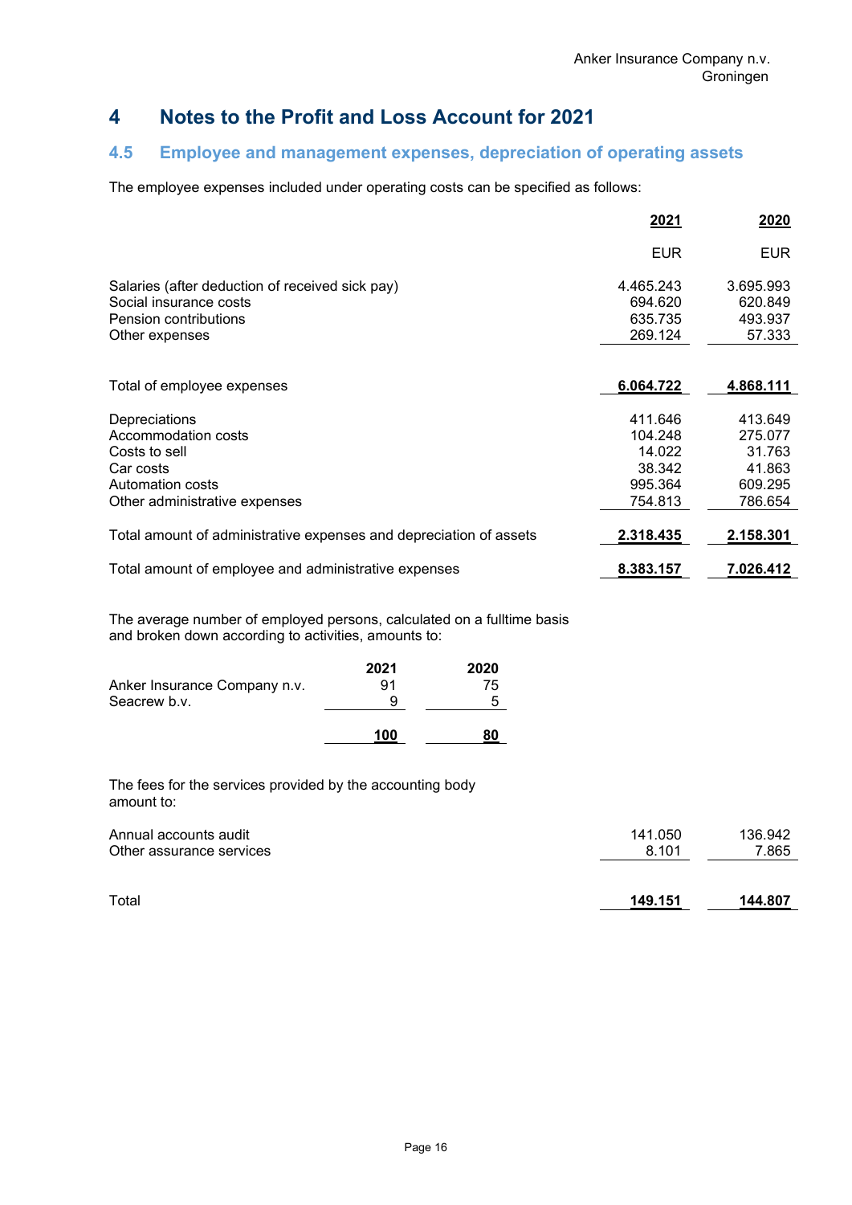# 4 Notes to the Profit and Loss Account for 2021

## 4.5 Employee and management expenses, depreciation of operating assets

The employee expenses included under operating costs can be specified as follows:

| | 2021 | 2020 |
|---|---|---|
| | EUR | EUR |
| Salaries (after deduction of received sick pay) | 4.465.243 | 3.695.993 |
| Social insurance costs | 694.620 | 620.849 |
| Pension contributions | 635.735 | 493.937 |
| Other expenses | 269.124 | 57.333 |
| **Total of employee expenses** | **6.064.722** | **4.868.111** |
| Depreciations | 411.646 | 413.649 |
| Accommodation costs | 104.248 | 275.077 |
| Costs to sell | 14.022 | 31.763 |
| Car costs | 38.342 | 41.863 |
| Automation costs | 995.364 | 609.295 |
| Other administrative expenses | 754.813 | 786.654 |
| Total amount of administrative expenses and depreciation of assets | **2.318.435** | **2.158.301** |
| Total amount of employee and administrative expenses | **8.383.157** | **7.026.412** |

The average number of employed persons, calculated on a fulltime basis and broken down according to activities, amounts to:

| | 2021 | 2020 |
|---|---|---|
| Anker Insurance Company n.v. | 91 | 75 |
| Seacrew b.v. | 9 | 5 |
| | **100** | **80** |

The fees for the services provided by the accounting body amount to:

| | 2021 | 2020 |
|---|---|---|
| Annual accounts audit | 141.050 | 136.942 |
| Other assurance services | 8.101 | 7.865 |
| Total | **149.151** | **144.807** |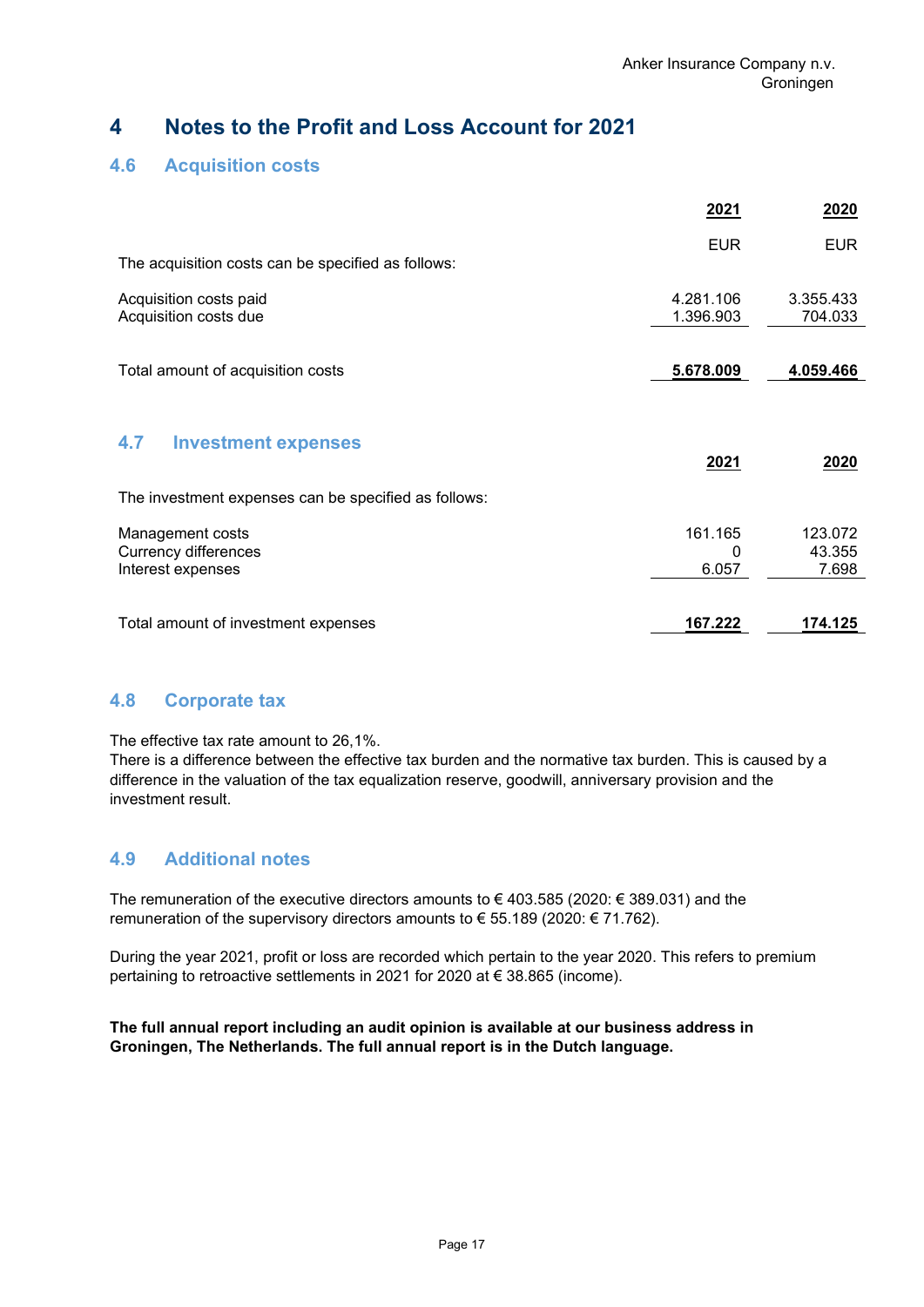# 4 Notes to the Profit and Loss Account for 2021

## 4.6 Acquisition costs

| | 2021 | 2020 |
|---|---|---|
| | EUR | EUR |
| The acquisition costs can be specified as follows: | | |
| Acquisition costs paid | 4.281.106 | 3.355.433 |
| Acquisition costs due | 1.396.903 | 704.033 |
| Total amount of acquisition costs | **5.678.009** | **4.059.466** |

## 4.7 Investment expenses

| | 2021 | 2020 |
|---|---|---|
| The investment expenses can be specified as follows: | | |
| Management costs | 161.165 | 123.072 |
| Currency differences | 0 | 43.355 |
| Interest expenses | 6.057 | 7.698 |
| Total amount of investment expenses | **167.222** | **174.125** |

## 4.8 Corporate tax

The effective tax rate amount to 26,1%.
There is a difference between the effective tax burden and the normative tax burden. This is caused by a difference in the valuation of the tax equalization reserve, goodwill, anniversary provision and the investment result.

## 4.9 Additional notes

The remuneration of the executive directors amounts to € 403.585 (2020: € 389.031) and the remuneration of the supervisory directors amounts to € 55.189 (2020: € 71.762).

During the year 2021, profit or loss are recorded which pertain to the year 2020. This refers to premium pertaining to retroactive settlements in 2021 for 2020 at € 38.865 (income).

**The full annual report including an audit opinion is available at our business address in Groningen, The Netherlands. The full annual report is in the Dutch language.**